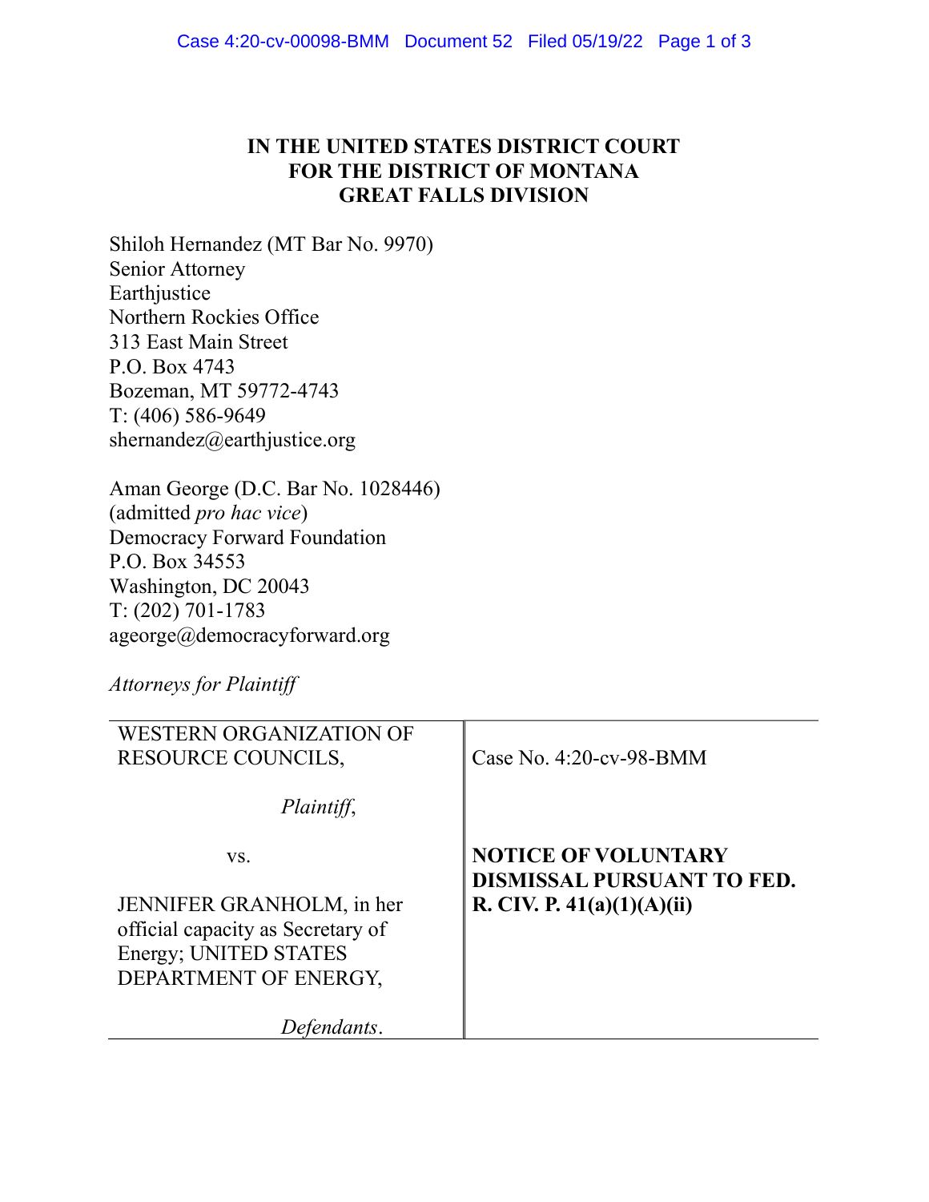**IN THE UNITED STATES DISTRICT COURT**
**FOR THE DISTRICT OF MONTANA**
**GREAT FALLS DIVISION**

Shiloh Hernandez (MT Bar No. 9970)
Senior Attorney
Earthjustice
Northern Rockies Office
313 East Main Street
P.O. Box 4743
Bozeman, MT 59772-4743
T: (406) 586-9649
shernandez@earthjustice.org

Aman George (D.C. Bar No. 1028446)
(admitted *pro hac vice*)
Democracy Forward Foundation
P.O. Box 34553
Washington, DC 20043
T: (202) 701-1783
ageorge@democracyforward.org

*Attorneys for Plaintiff*

| | |
|---|---|
| WESTERN ORGANIZATION OF RESOURCE COUNCILS,<br><br>*Plaintiff*,<br><br>vs.<br><br>JENNIFER GRANHOLM, in her official capacity as Secretary of Energy; UNITED STATES DEPARTMENT OF ENERGY,<br><br>*Defendants*. | Case No. 4:20-cv-98-BMM<br><br>**NOTICE OF VOLUNTARY DISMISSAL PURSUANT TO FED. R. CIV. P. 41(a)(1)(A)(ii)** |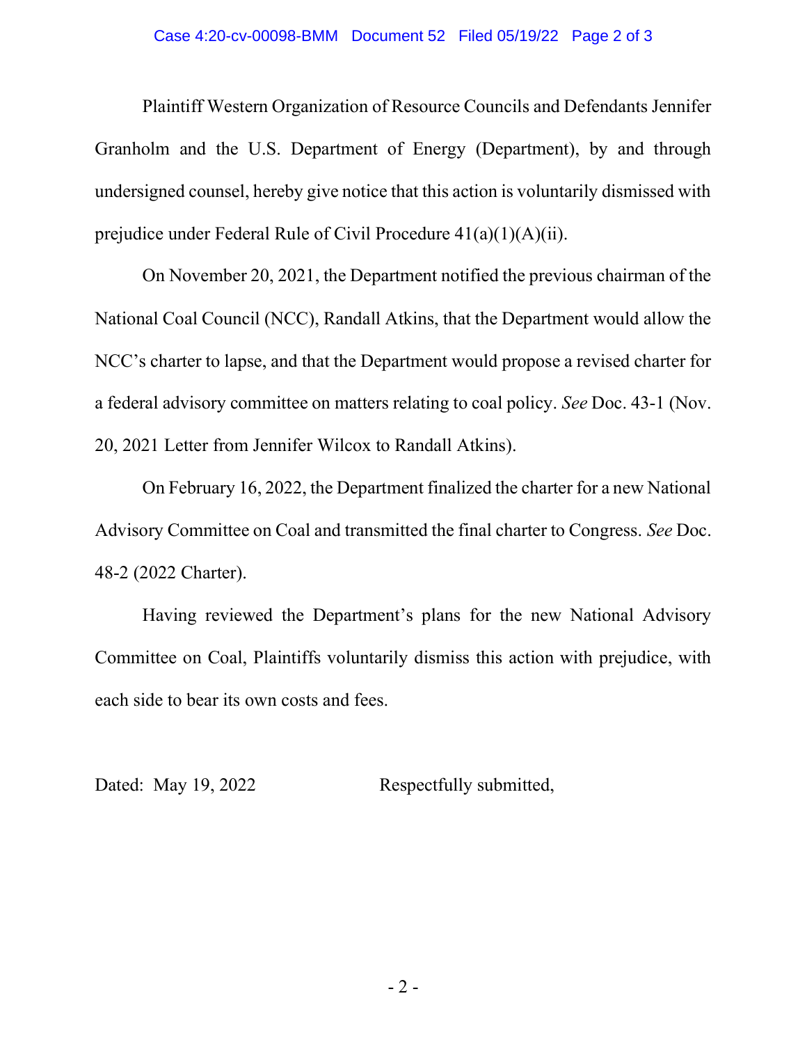Plaintiff Western Organization of Resource Councils and Defendants Jennifer Granholm and the U.S. Department of Energy (Department), by and through undersigned counsel, hereby give notice that this action is voluntarily dismissed with prejudice under Federal Rule of Civil Procedure 41(a)(1)(A)(ii).

On November 20, 2021, the Department notified the previous chairman of the National Coal Council (NCC), Randall Atkins, that the Department would allow the NCC's charter to lapse, and that the Department would propose a revised charter for a federal advisory committee on matters relating to coal policy. *See* Doc. 43-1 (Nov. 20, 2021 Letter from Jennifer Wilcox to Randall Atkins).

On February 16, 2022, the Department finalized the charter for a new National Advisory Committee on Coal and transmitted the final charter to Congress. *See* Doc. 48-2 (2022 Charter).

Having reviewed the Department's plans for the new National Advisory Committee on Coal, Plaintiffs voluntarily dismiss this action with prejudice, with each side to bear its own costs and fees.

Dated: May 19, 2022                    Respectfully submitted,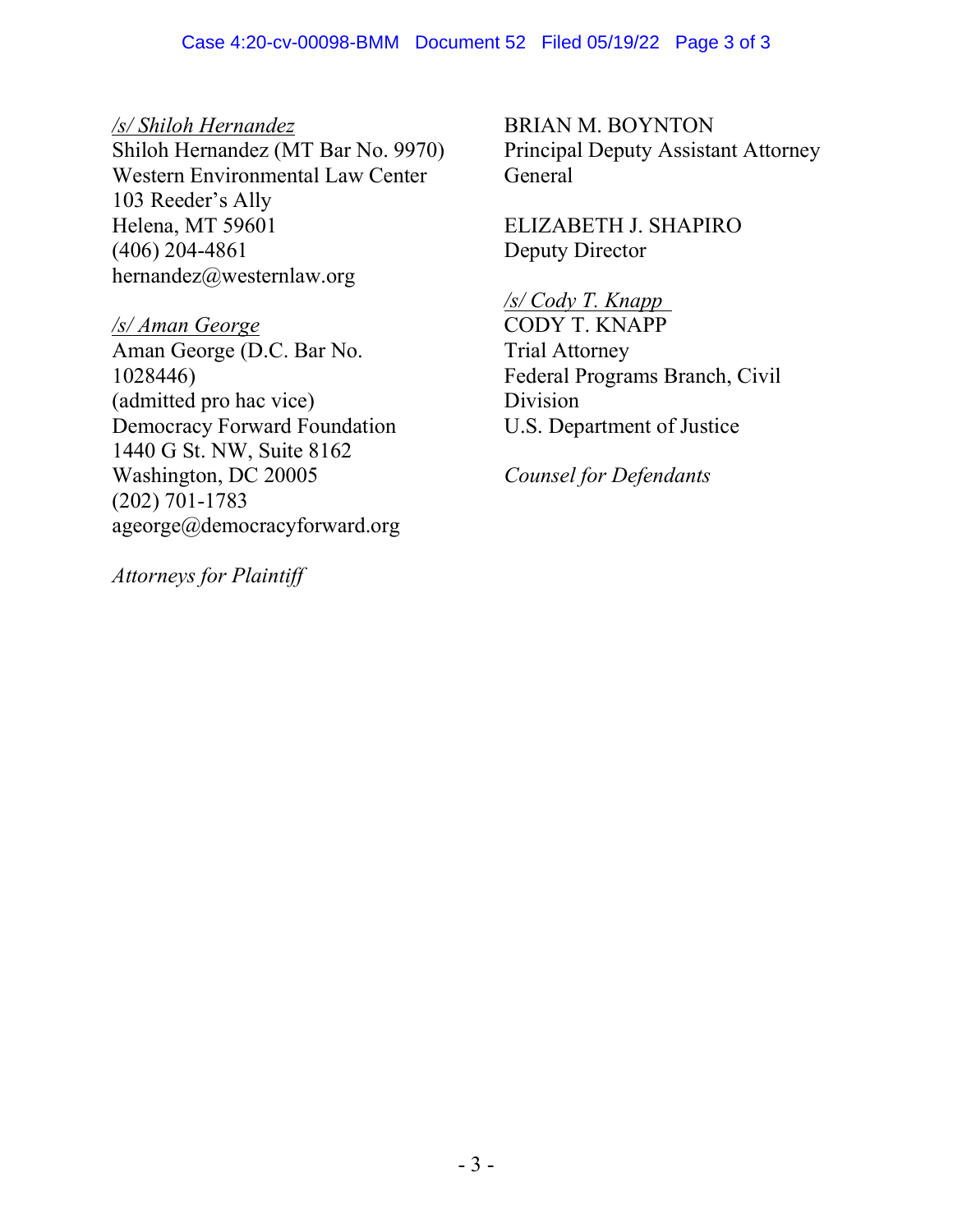/s/ Shiloh Hernandez
Shiloh Hernandez (MT Bar No. 9970)
Western Environmental Law Center
103 Reeder's Ally
Helena, MT 59601
(406) 204-4861
hernandez@westernlaw.org

/s/ Aman George
Aman George (D.C. Bar No. 1028446)
(admitted pro hac vice)
Democracy Forward Foundation
1440 G St. NW, Suite 8162
Washington, DC 20005
(202) 701-1783
ageorge@democracyforward.org

*Attorneys for Plaintiff*

BRIAN M. BOYNTON
Principal Deputy Assistant Attorney General

ELIZABETH J. SHAPIRO
Deputy Director

/s/ Cody T. Knapp
CODY T. KNAPP
Trial Attorney
Federal Programs Branch, Civil Division
U.S. Department of Justice

*Counsel for Defendants*